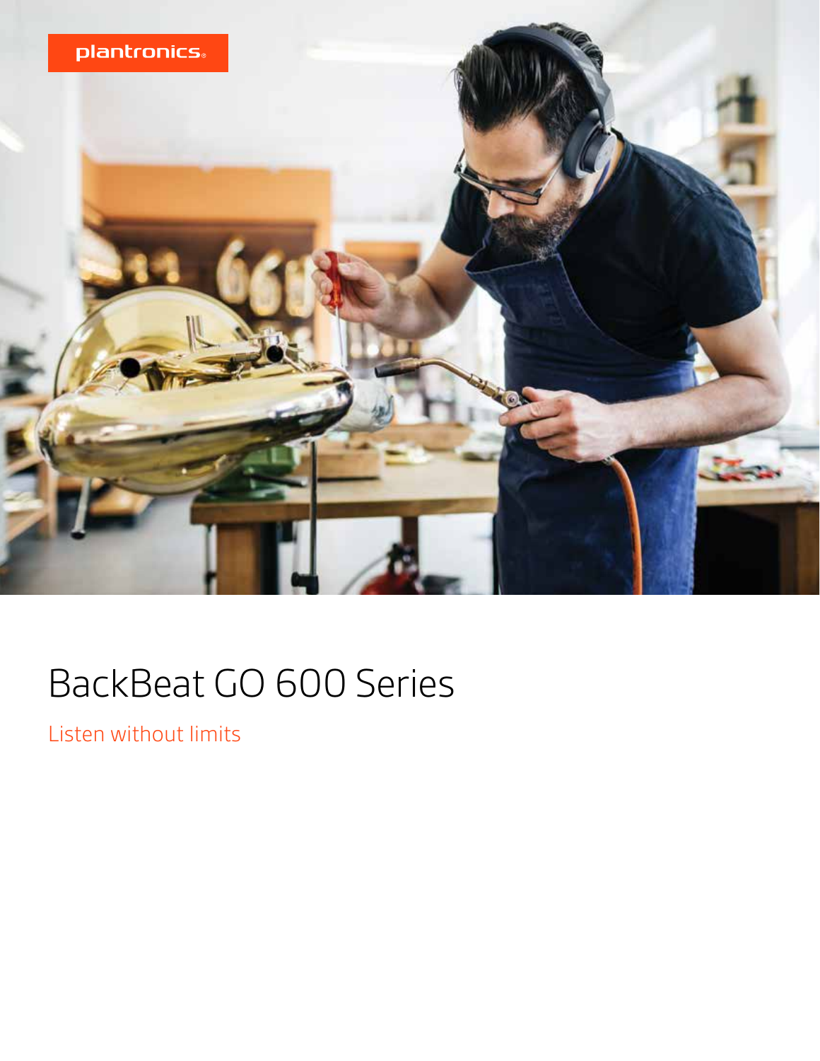plantronics.

# BackBeat GO 600 Series

Listen without limits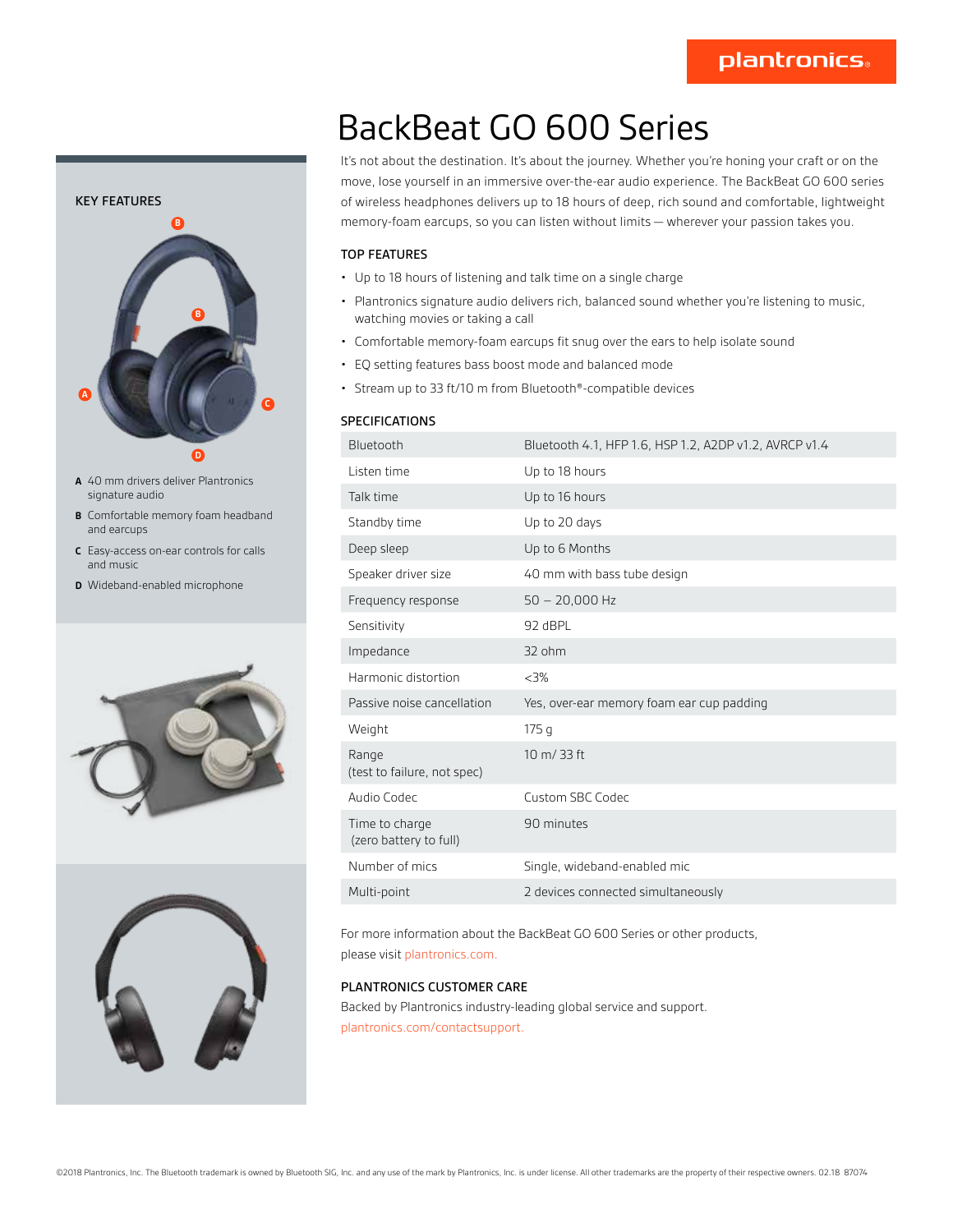plantronics.

# BackBeat GO 600 Series

It's not about the destination. It's about the journey. Whether you're honing your craft or on the move, lose yourself in an immersive over-the-ear audio experience. The BackBeat GO 600 series of wireless headphones delivers up to 18 hours of deep, rich sound and comfortable, lightweight memory-foam earcups, so you can listen without limits — wherever your passion takes you.

## KEY FEATURES

- **A** 40 mm drivers deliver Plantronics signature audio
- **B** Comfortable memory foam headband and earcups
- **C** Easy-access on-ear controls for calls and music
- **D** Wideband-enabled microphone

## TOP FEATURES

- Up to 18 hours of listening and talk time on a single charge
- Plantronics signature audio delivers rich, balanced sound whether you're listening to music, watching movies or taking a call
- Comfortable memory-foam earcups fit snug over the ears to help isolate sound
- EQ setting features bass boost mode and balanced mode
- Stream up to 33 ft/10 m from Bluetooth®-compatible devices

## SPECIFICATIONS

| | |
|---|---|
| Bluetooth | Bluetooth 4.1, HFP 1.6, HSP 1.2, A2DP v1.2, AVRCP v1.4 |
| Listen time | Up to 18 hours |
| Talk time | Up to 16 hours |
| Standby time | Up to 20 days |
| Deep sleep | Up to 6 Months |
| Speaker driver size | 40 mm with bass tube design |
| Frequency response | 50 – 20,000 Hz |
| Sensitivity | 92 dBPL |
| Impedance | 32 ohm |
| Harmonic distortion | <3% |
| Passive noise cancellation | Yes, over-ear memory foam ear cup padding |
| Weight | 175 g |
| Range (test to failure, not spec) | 10 m/ 33 ft |
| Audio Codec | Custom SBC Codec |
| Time to charge (zero battery to full) | 90 minutes |
| Number of mics | Single, wideband-enabled mic |
| Multi-point | 2 devices connected simultaneously |

For more information about the BackBeat GO 600 Series or other products, please visit plantronics.com.

## PLANTRONICS CUSTOMER CARE

Backed by Plantronics industry-leading global service and support.
plantronics.com/contactsupport.

©2018 Plantronics, Inc. The Bluetooth trademark is owned by Bluetooth SIG, Inc. and any use of the mark by Plantronics, Inc. is under license. All other trademarks are the property of their respective owners. 02.18 87074